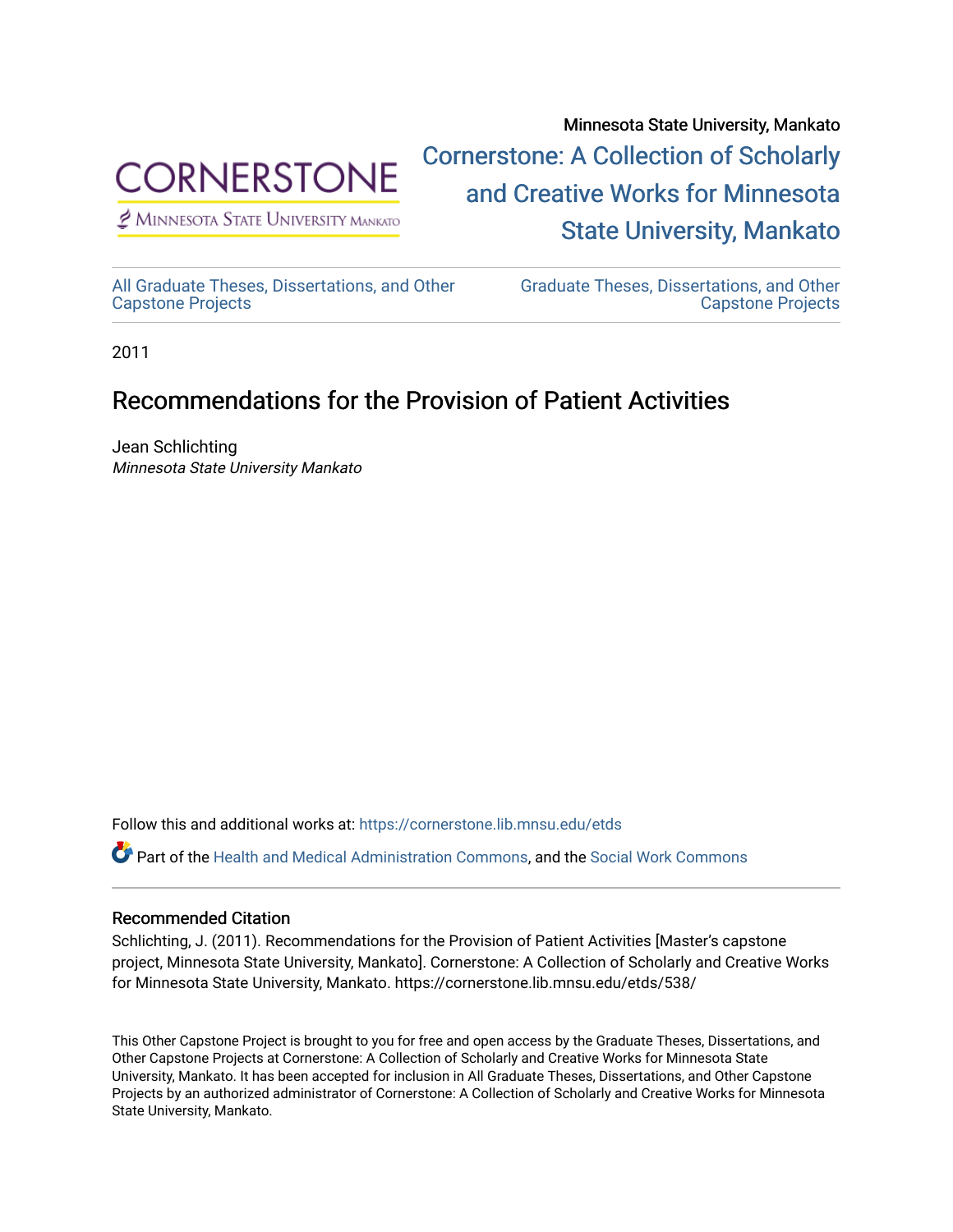Minnesota State University, Mankato

Cornerstone: A Collection of Scholarly and Creative Works for Minnesota State University, Mankato

All Graduate Theses, Dissertations, and Other Capstone Projects

Graduate Theses, Dissertations, and Other Capstone Projects

2011

# Recommendations for the Provision of Patient Activities

Jean Schlichting
*Minnesota State University Mankato*

Follow this and additional works at: https://cornerstone.lib.mnsu.edu/etds

Part of the Health and Medical Administration Commons, and the Social Work Commons

## Recommended Citation

Schlichting, J. (2011). Recommendations for the Provision of Patient Activities [Master's capstone project, Minnesota State University, Mankato]. Cornerstone: A Collection of Scholarly and Creative Works for Minnesota State University, Mankato. https://cornerstone.lib.mnsu.edu/etds/538/

This Other Capstone Project is brought to you for free and open access by the Graduate Theses, Dissertations, and Other Capstone Projects at Cornerstone: A Collection of Scholarly and Creative Works for Minnesota State University, Mankato. It has been accepted for inclusion in All Graduate Theses, Dissertations, and Other Capstone Projects by an authorized administrator of Cornerstone: A Collection of Scholarly and Creative Works for Minnesota State University, Mankato.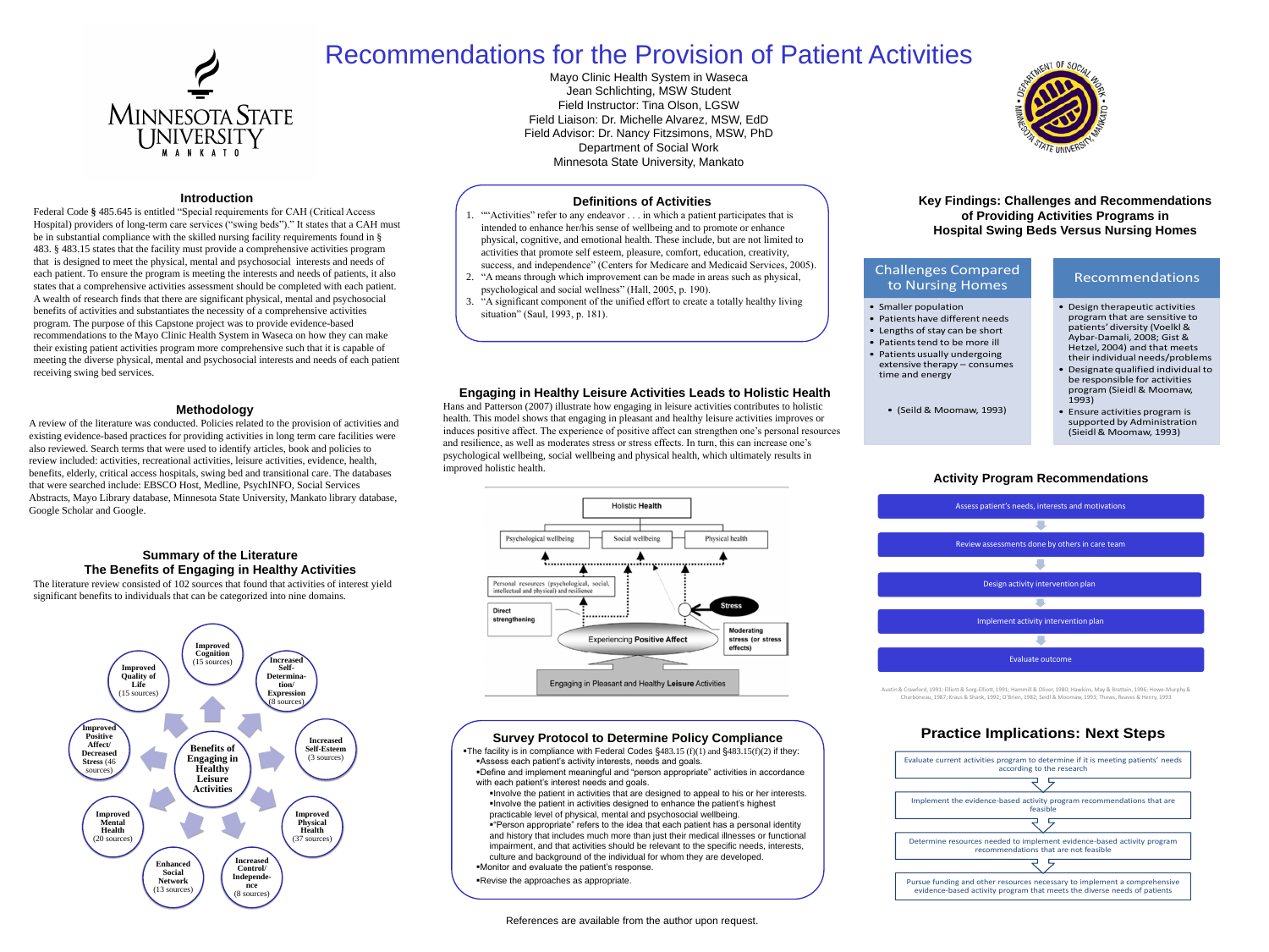# Recommendations for the Provision of Patient Activities

Mayo Clinic Health System in Waseca
Jean Schlichting, MSW Student
Field Instructor: Tina Olson, LGSW
Field Liaison: Dr. Michelle Alvarez, MSW, EdD
Field Advisor: Dr. Nancy Fitzsimons, MSW, PhD
Department of Social Work
Minnesota State University, Mankato

## Introduction

Federal Code § 485.645 is entitled "Special requirements for CAH (Critical Access Hospital) providers of long-term care services ("swing beds")." It states that a CAH must be in substantial compliance with the skilled nursing facility requirements found in § 483. § 483.15 states that the facility must provide a comprehensive activities program that is designed to meet the physical, mental and psychosocial interests and needs of each patient. To ensure the program is meeting the interests and needs of patients, it also states that a comprehensive activities assessment should be completed with each patient. A wealth of research finds that there are significant physical, mental and psychosocial benefits of activities and substantiates the necessity of a comprehensive activities program. The purpose of this Capstone project was to provide evidence-based recommendations to the Mayo Clinic Health System in Waseca on how they can make their existing patient activities program more comprehensive such that it is capable of meeting the diverse physical, mental and psychosocial interests and needs of each patient receiving swing bed services.

## Methodology

A review of the literature was conducted. Policies related to the provision of activities and existing evidence-based practices for providing activities in long term care facilities were also reviewed. Search terms that were used to identify articles, book and policies to review included: activities, recreational activities, leisure activities, elderly, benefits, elderly, critical access hospitals, swing bed and transitional care. The databases that were searched include: EBSCO Host, Medline, PsychINFO, Social Services Abstracts, Mayo Library database, Minnesota State University, Mankato library database, Google Scholar and Google.

## Summary of the Literature
## The Benefits of Engaging in Healthy Activities

The literature review consisted of 102 sources that found that activities of interest yield significant benefits to individuals that can be categorized into nine domains.

Benefits of Engaging in Healthy Leisure Activities

Improved Cognition (15 sources)
Increased Self-Determination/ Expression (8 sources)
Increased Self-Esteem (3 sources)
Improved Physical Health (37 sources)
Increased Control/ Independence (8 sources)
Enhanced Social Network (13 sources)
Improved Mental Health (20 sources)
Improved Positive Affect/ Decreased Stress (46 sources)
Improved Quality of Life (15 sources)

## Definitions of Activities

1. ""Activities" refer to any endeavor . . . in which a patient participates that is intended to enhance her/his sense of wellbeing and to promote or enhance physical, cognitive, and emotional health. These include, but are not limited to activities that promote self esteem, pleasure, comfort, education, creativity, success, and independence" (Centers for Medicare and Medicaid Services, 2005).
2. "A means through which improvement can be made in areas such as physical, psychological and social wellness" (Hall, 2005, p. 190).
3. "A significant component of the unified effort to create a totally healthy living situation" (Saul, 1993, p. 181).

## Engaging in Healthy Leisure Activities Leads to Holistic Health

Hans and Patterson (2007) illustrate how engaging in leisure activities contributes to holistic health. This model shows that engaging in pleasant and healthy leisure activities improves or induces positive affect. The experience of positive affect can strengthen one's personal resources and resilience, as well as moderates stress or stress effects. In turn, this can increase one's psychological wellbeing, social wellbeing and physical health, which ultimately results in improved holistic health.

Holistic Health
Psychological wellbeing
Social wellbeing
Physical health
Personal resources (psychological, social, intellectual and physical) and resilience
Direct strengthening
Stress
Moderating stress (or stress effects)
Experiencing Positive Affect
Engaging in Pleasant and Healthy Leisure Activities

## Survey Protocol to Determine Policy Compliance

- The facility is in compliance with Federal Codes §483.15 (f)(1) and §483.15(f)(2) if they:
  - Assess each patient's activity interests, needs and goals.
  - Define and implement meaningful and "person appropriate" activities in accordance with each patient's interest needs and goals.
    - Involve the patient in activities that are designed to appeal to his or her interests.
    - Involve the patient in activities designed to enhance the patient's highest practicable level of physical, mental and psychosocial wellbeing.
    - "Person appropriate" refers to the idea that each patient has a personal identity and history that includes much more than just their medical illnesses or functional impairment, and that activities should be relevant to the specific needs, interests, culture and background of the individual for whom they are developed.
  - Monitor and evaluate the patient's response.
  - Revise the approaches as appropriate.

References are available from the author upon request.

## Key Findings: Challenges and Recommendations of Providing Activities Programs in Hospital Swing Beds Versus Nursing Homes

### Challenges Compared to Nursing Homes

- Smaller population
- Patients have different needs
- Lengths of stay can be short
- Patients tend to be more ill
- Patients usually undergoing extensive therapy – consumes time and energy

- (Seild & Moomaw, 1993)

### Recommendations

- Design therapeutic activities program that are sensitive to patients' diversity (Voelkl & Aybar-Damali, 2008; Gist & Hetzel, 2004) and that meets their individual needs/problems
- Designate qualified individual to be responsible for activities program (Sieidl & Moomaw, 1993)
- Ensure activities program is supported by Administration (Sieidl & Moomaw, 1993)

## Activity Program Recommendations

1. Assess patient's needs, interests and motivations
2. Review assessments done by others in care team
3. Design activity intervention plan
4. Implement activity intervention plan
5. Evaluate outcome

Austin & Crawford, 1991; Elliott & Sorg-Elliott, 1991; Hammill & Oliver, 1980; Hawkins, May & Brattain, 1996; Howe-Murphy & Charboneau, 1987; Kraus & Shank, 1992; O'Brien, 1982; Seidl & Moomaw, 1993; Thews, Reaves & Henry, 1993

## Practice Implications: Next Steps

1. Evaluate current activities program to determine if it is meeting patients' needs according to the research
2. Implement the evidence-based activity program recommendations that are feasible
3. Determine resources needed to implement evidence-based activity program recommendations that are not feasible
4. Pursue funding and other resources necessary to implement a comprehensive evidence-based activity program that meets the diverse needs of patients